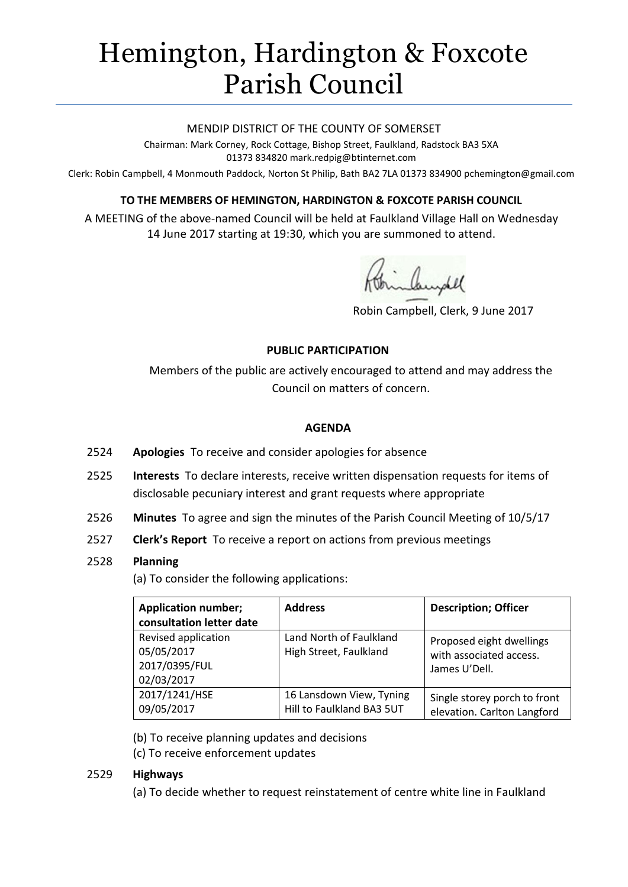# Hemington, Hardington & Foxcote Parish Council

MENDIP DISTRICT OF THE COUNTY OF SOMERSET

Chairman: Mark Corney, Rock Cottage, Bishop Street, Faulkland, Radstock BA3 5XA
01373 834820 mark.redpig@btinternet.com

Clerk: Robin Campbell, 4 Monmouth Paddock, Norton St Philip, Bath BA2 7LA 01373 834900 pchemington@gmail.com

**TO THE MEMBERS OF HEMINGTON, HARDINGTON & FOXCOTE PARISH COUNCIL**

A MEETING of the above-named Council will be held at Faulkland Village Hall on Wednesday 14 June 2017 starting at 19:30, which you are summoned to attend.

Robin Campbell, Clerk, 9 June 2017

**PUBLIC PARTICIPATION**

Members of the public are actively encouraged to attend and may address the Council on matters of concern.

**AGENDA**

2524 **Apologies** To receive and consider apologies for absence

2525 **Interests** To declare interests, receive written dispensation requests for items of disclosable pecuniary interest and grant requests where appropriate

2526 **Minutes** To agree and sign the minutes of the Parish Council Meeting of 10/5/17

2527 **Clerk's Report** To receive a report on actions from previous meetings

2528 **Planning**

(a) To consider the following applications:

| Application number; consultation letter date | Address | Description; Officer |
|---|---|---|
| Revised application 05/05/2017 2017/0395/FUL 02/03/2017 | Land North of Faulkland High Street, Faulkland | Proposed eight dwellings with associated access. James U'Dell. |
| 2017/1241/HSE 09/05/2017 | 16 Lansdown View, Tyning Hill to Faulkland BA3 5UT | Single storey porch to front elevation. Carlton Langford |

(b) To receive planning updates and decisions

(c) To receive enforcement updates

2529 **Highways**

(a) To decide whether to request reinstatement of centre white line in Faulkland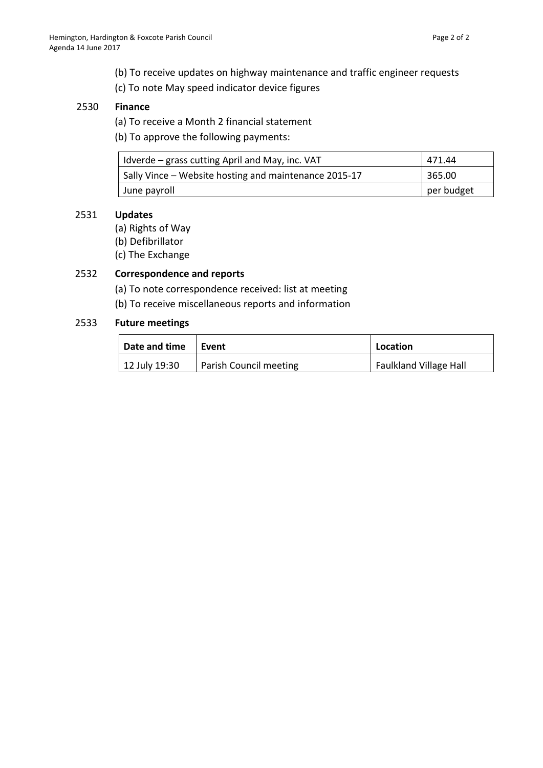(b) To receive updates on highway maintenance and traffic engineer requests

(c) To note May speed indicator device figures

### 2530 Finance

(a) To receive a Month 2 financial statement

(b) To approve the following payments:

| | |
|---|---|
| Idverde – grass cutting April and May, inc. VAT | 471.44 |
| Sally Vince – Website hosting and maintenance 2015-17 | 365.00 |
| June payroll | per budget |

### 2531 Updates

(a) Rights of Way

(b) Defibrillator

(c) The Exchange

### 2532 Correspondence and reports

(a) To note correspondence received: list at meeting

(b) To receive miscellaneous reports and information

### 2533 Future meetings

| Date and time | Event | Location |
|---|---|---|
| 12 July 19:30 | Parish Council meeting | Faulkland Village Hall |